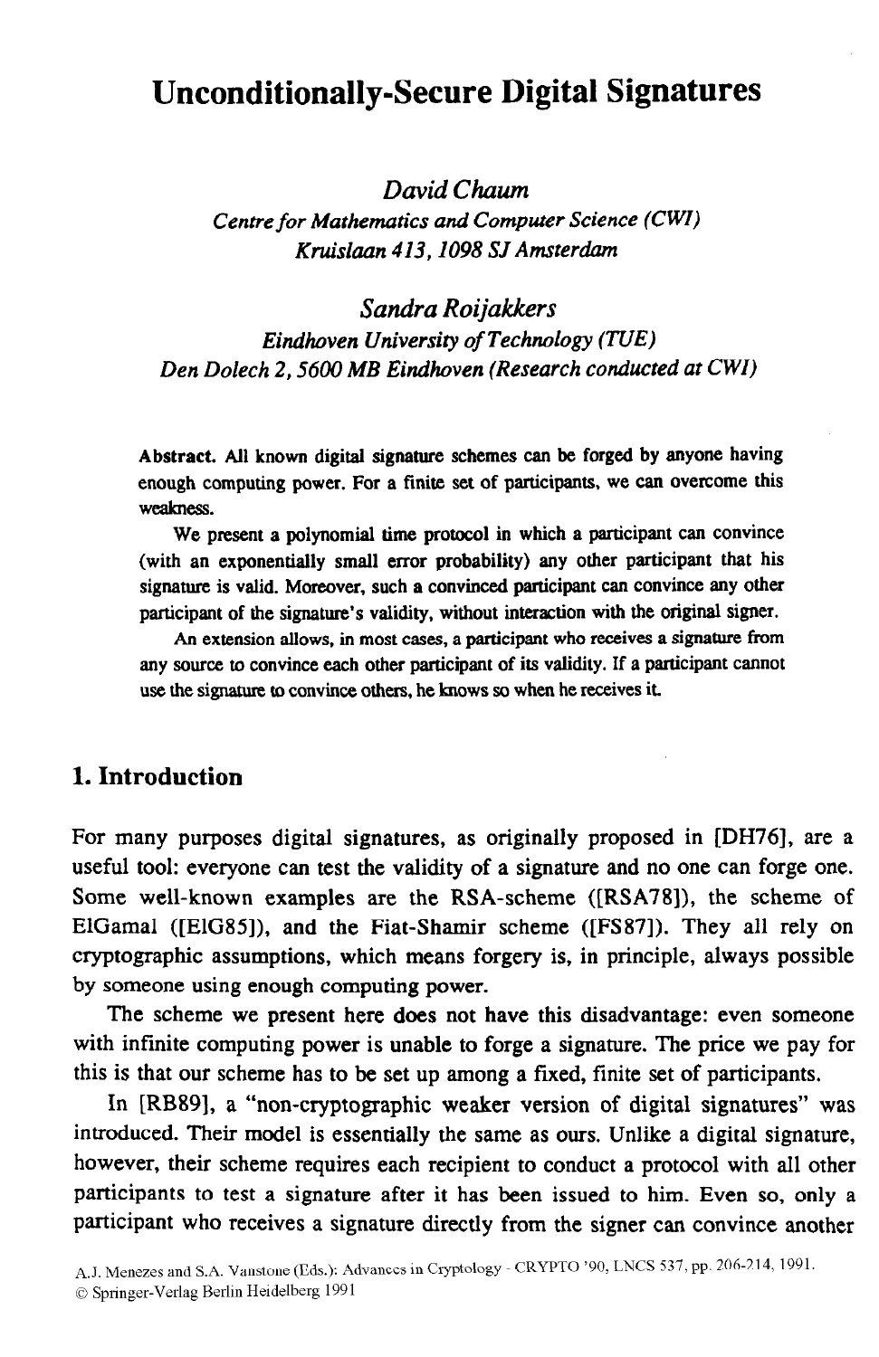# Unconditionally-Secure Digital Signatures

*David Chaum*

*Centre for Mathematics and Computer Science (CWI)*
*Kruislaan 413, 1098 SJ Amsterdam*

*Sandra Roijakkers*

*Eindhoven University of Technology (TUE)*
*Den Dolech 2, 5600 MB Eindhoven (Research conducted at CWI)*

**Abstract.** All known digital signature schemes can be forged by anyone having enough computing power. For a finite set of participants, we can overcome this weakness.

We present a polynomial time protocol in which a participant can convince (with an exponentially small error probability) any other participant that his signature is valid. Moreover, such a convinced participant can convince any other participant of the signature's validity, without interaction with the original signer.

An extension allows, in most cases, a participant who receives a signature from any source to convince each other participant of its validity. If a participant cannot use the signature to convince others, he knows so when he receives it.

## 1. Introduction

For many purposes digital signatures, as originally proposed in [DH76], are a useful tool: everyone can test the validity of a signature and no one can forge one. Some well-known examples are the RSA-scheme ([RSA78]), the scheme of ElGamal ([ElG85]), and the Fiat-Shamir scheme ([FS87]). They all rely on cryptographic assumptions, which means forgery is, in principle, always possible by someone using enough computing power.

The scheme we present here does not have this disadvantage: even someone with infinite computing power is unable to forge a signature. The price we pay for this is that our scheme has to be set up among a fixed, finite set of participants.

In [RB89], a "non-cryptographic weaker version of digital signatures" was introduced. Their model is essentially the same as ours. Unlike a digital signature, however, their scheme requires each recipient to conduct a protocol with all other participants to test a signature after it has been issued to him. Even so, only a participant who receives a signature directly from the signer can convince another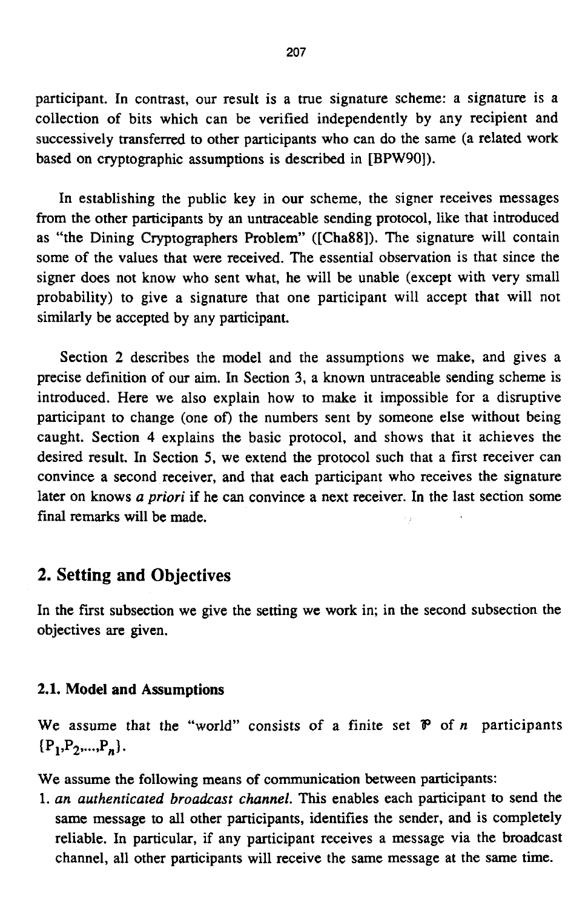participant. In contrast, our result is a true signature scheme: a signature is a collection of bits which can be verified independently by any recipient and successively transferred to other participants who can do the same (a related work based on cryptographic assumptions is described in [BPW90]).

In establishing the public key in our scheme, the signer receives messages from the other participants by an untraceable sending protocol, like that introduced as "the Dining Cryptographers Problem" ([Cha88]). The signature will contain some of the values that were received. The essential observation is that since the signer does not know who sent what, he will be unable (except with very small probability) to give a signature that one participant will accept that will not similarly be accepted by any participant.

Section 2 describes the model and the assumptions we make, and gives a precise definition of our aim. In Section 3, a known untraceable sending scheme is introduced. Here we also explain how to make it impossible for a disruptive participant to change (one of) the numbers sent by someone else without being caught. Section 4 explains the basic protocol, and shows that it achieves the desired result. In Section 5, we extend the protocol such that a first receiver can convince a second receiver, and that each participant who receives the signature later on knows *a priori* if he can convince a next receiver. In the last section some final remarks will be made.

## 2. Setting and Objectives

In the first subsection we give the setting we work in; in the second subsection the objectives are given.

### 2.1. Model and Assumptions

We assume that the "world" consists of a finite set $\mathcal{P}$ of $n$ participants $\{P_1, P_2, \ldots, P_n\}$.

We assume the following means of communication between participants:

1. *an authenticated broadcast channel.* This enables each participant to send the same message to all other participants, identifies the sender, and is completely reliable. In particular, if any participant receives a message via the broadcast channel, all other participants will receive the same message at the same time.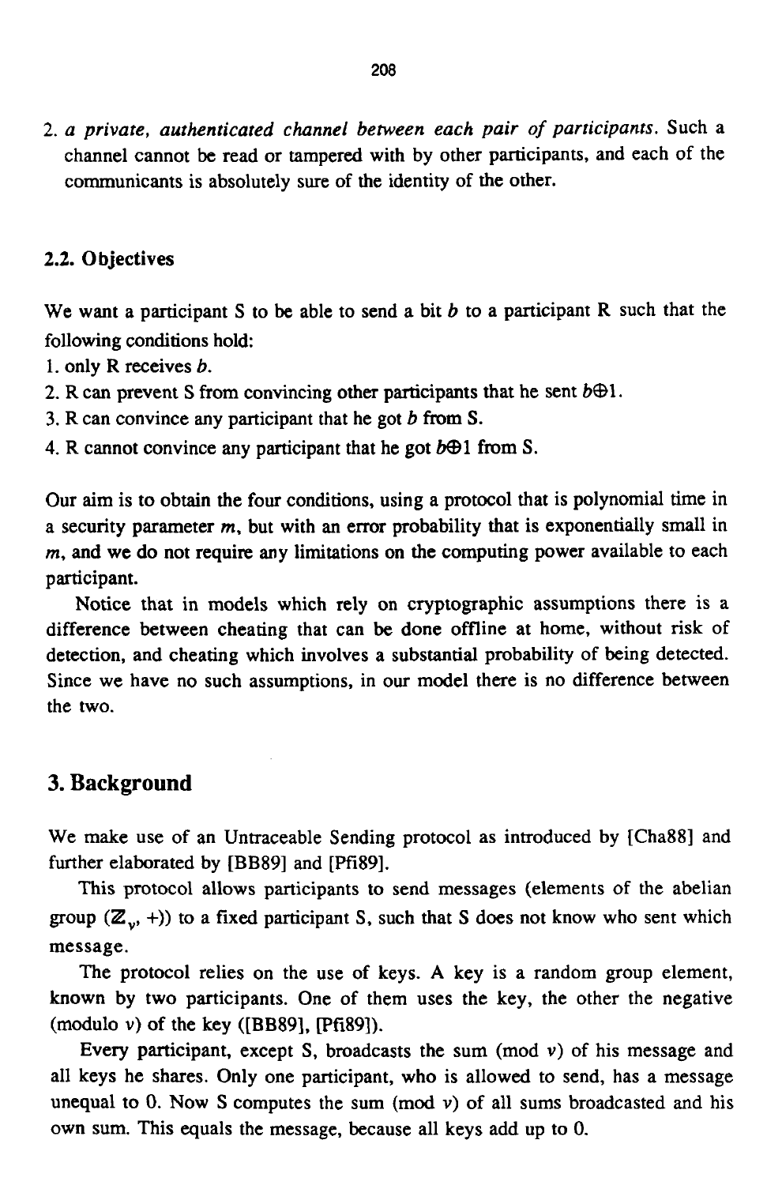2. *a private, authenticated channel between each pair of participants*. Such a channel cannot be read or tampered with by other participants, and each of the communicants is absolutely sure of the identity of the other.

### 2.2. Objectives

We want a participant S to be able to send a bit $b$ to a participant R such that the following conditions hold:

1. only R receives $b$.
2. R can prevent S from convincing other participants that he sent $b \oplus 1$.
3. R can convince any participant that he got $b$ from S.
4. R cannot convince any participant that he got $b \oplus 1$ from S.

Our aim is to obtain the four conditions, using a protocol that is polynomial time in a security parameter $m$, but with an error probability that is exponentially small in $m$, and we do not require any limitations on the computing power available to each participant.

Notice that in models which rely on cryptographic assumptions there is a difference between cheating that can be done offline at home, without risk of detection, and cheating which involves a substantial probability of being detected. Since we have no such assumptions, in our model there is no difference between the two.

## 3. Background

We make use of an Untraceable Sending protocol as introduced by [Cha88] and further elaborated by [BB89] and [Pfi89].

This protocol allows participants to send messages (elements of the abelian group $(\mathbb{Z}_v, +)$) to a fixed participant S, such that S does not know who sent which message.

The protocol relies on the use of keys. A key is a random group element, known by two participants. One of them uses the key, the other the negative (modulo $v$) of the key ([BB89], [Pfi89]).

Every participant, except S, broadcasts the sum (mod $v$) of his message and all keys he shares. Only one participant, who is allowed to send, has a message unequal to 0. Now S computes the sum (mod $v$) of all sums broadcasted and his own sum. This equals the message, because all keys add up to 0.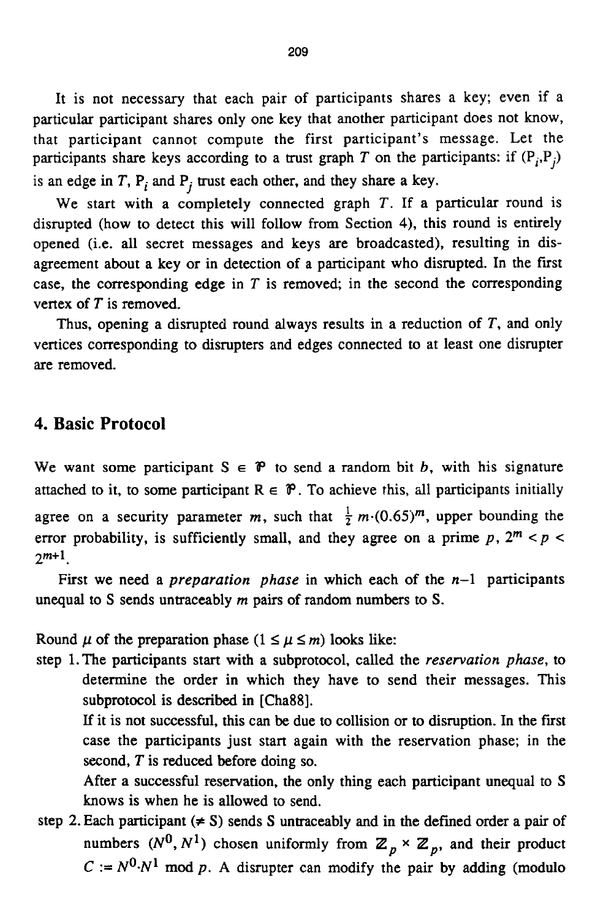It is not necessary that each pair of participants shares a key; even if a particular participant shares only one key that another participant does not know, that participant cannot compute the first participant's message. Let the participants share keys according to a trust graph $T$ on the participants: if $(P_i,P_j)$ is an edge in $T$, $P_i$ and $P_j$ trust each other, and they share a key.

We start with a completely connected graph $T$. If a particular round is disrupted (how to detect this will follow from Section 4), this round is entirely opened (i.e. all secret messages and keys are broadcasted), resulting in disagreement about a key or in detection of a participant who disrupted. In the first case, the corresponding edge in $T$ is removed; in the second the corresponding vertex of $T$ is removed.

Thus, opening a disrupted round always results in a reduction of $T$, and only vertices corresponding to disrupters and edges connected to at least one disrupter are removed.

## 4. Basic Protocol

We want some participant $S \in \mathcal{P}$ to send a random bit $b$, with his signature attached to it, to some participant $R \in \mathcal{P}$. To achieve this, all participants initially agree on a security parameter $m$, such that $\frac{1}{2}\, m \cdot (0.65)^m$, upper bounding the error probability, is sufficiently small, and they agree on a prime $p$, $2^m < p < 2^{m+1}$.

First we need a *preparation phase* in which each of the $n-1$ participants unequal to S sends untraceably $m$ pairs of random numbers to S.

Round $\mu$ of the preparation phase ($1 \leq \mu \leq m$) looks like:

step 1. The participants start with a subprotocol, called the *reservation phase*, to determine the order in which they have to send their messages. This subprotocol is described in [Cha88].

If it is not successful, this can be due to collision or to disruption. In the first case the participants just start again with the reservation phase; in the second, $T$ is reduced before doing so.

After a successful reservation, the only thing each participant unequal to S knows is when he is allowed to send.

step 2. Each participant ($\neq$ S) sends S untraceably and in the defined order a pair of numbers $(N^0, N^1)$ chosen uniformly from $\mathbb{Z}_p \times \mathbb{Z}_p$, and their product $C := N^0 \cdot N^1 \bmod p$. A disrupter can modify the pair by adding (modulo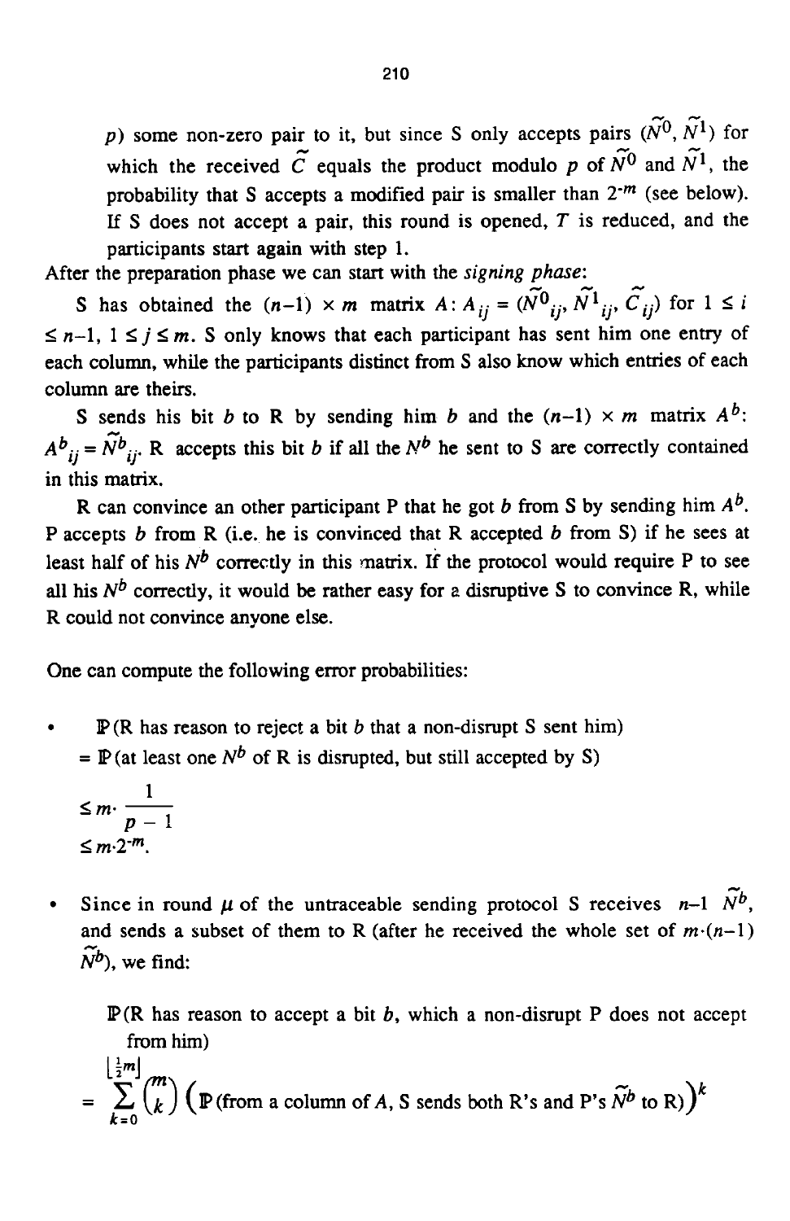p) some non-zero pair to it, but since S only accepts pairs $(\tilde{N}^0, \tilde{N}^1)$ for which the received $\tilde{C}$ equals the product modulo $p$ of $\tilde{N}^0$ and $\tilde{N}^1$, the probability that S accepts a modified pair is smaller than $2^{-m}$ (see below). If S does not accept a pair, this round is opened, $T$ is reduced, and the participants start again with step 1.

After the preparation phase we can start with the *signing phase*:

S has obtained the $(n-1) \times m$ matrix $A$: $A_{ij} = (\tilde{N}^0{}_{ij}, \tilde{N}^1{}_{ij}, \tilde{C}_{ij})$ for $1 \le i \le n-1$, $1 \le j \le m$. S only knows that each participant has sent him one entry of each column, while the participants distinct from S also know which entries of each column are theirs.

S sends his bit $b$ to R by sending him $b$ and the $(n-1) \times m$ matrix $A^b$: $A^b{}_{ij} = \tilde{N}^b{}_{ij}$. R accepts this bit $b$ if all the $N^b$ he sent to S are correctly contained in this matrix.

R can convince an other participant P that he got $b$ from S by sending him $A^b$. P accepts $b$ from R (i.e. he is convinced that R accepted $b$ from S) if he sees at least half of his $N^b$ correctly in this matrix. If the protocol would require P to see all his $N^b$ correctly, it would be rather easy for a disruptive S to convince R, while R could not convince anyone else.

One can compute the following error probabilities:

- $\mathbb{P}$(R has reason to reject a bit $b$ that a non-disrupt S sent him)
  $= \mathbb{P}$(at least one $N^b$ of R is disrupted, but still accepted by S)
  $$\le m \cdot \frac{1}{p-1}$$
  $$\le m \cdot 2^{-m}.$$

- Since in round $\mu$ of the untraceable sending protocol S receives $n-1$ $\tilde{N}^b$, and sends a subset of them to R (after he received the whole set of $m \cdot (n-1)$ $\tilde{N}^b$), we find:

  $\mathbb{P}$(R has reason to accept a bit $b$, which a non-disrupt P does not accept from him)
  $$= \sum_{k=0}^{\lfloor \frac{1}{2}m \rfloor} \binom{m}{k} \left(\mathbb{P}(\text{from a column of } A\text{, S sends both R's and P's } \tilde{N}^b \text{ to R})\right)^k$$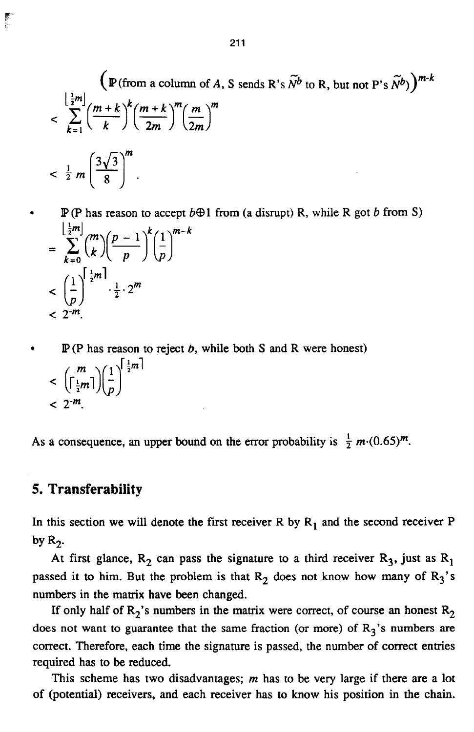$$\Big(\mathbb{P}\,(\text{from a column of } A \text{, S sends R's } \widetilde{N}^b \text{ to R, but not P's } \widetilde{N}^b)\Big)^{m-k}$$

$$< \sum_{k=1}^{\lfloor \frac{1}{2}m \rfloor} \binom{m+k}{k} \left(\frac{m+k}{2m}\right)^k \left(\frac{m}{2m}\right)^m$$

$$< \tfrac{1}{2}\, m \left(\frac{3\sqrt{3}}{8}\right)^m .$$

- $\mathbb{P}$ (P has reason to accept $b \oplus 1$ from (a disrupt) R, while R got $b$ from S)

$$= \sum_{k=0}^{\lfloor \frac{1}{2}m \rfloor} \binom{m}{k} \left(\frac{p-1}{p}\right)^k \left(\frac{1}{p}\right)^{m-k}$$

$$< \left(\frac{1}{p}\right)^{\lceil \frac{1}{2}m \rceil} \cdot \tfrac{1}{2} \cdot 2^m$$

$$< 2^{-m}.$$

- $\mathbb{P}$ (P has reason to reject $b$, while both S and R were honest)

$$< \binom{m}{\lceil \frac{1}{2}m \rceil} \left(\frac{1}{p}\right)^{\lceil \frac{1}{2}m \rceil}$$

$$< 2^{-m}.$$

As a consequence, an upper bound on the error probability is $\frac{1}{2}\, m \cdot (0.65)^m$.

## 5. Transferability

In this section we will denote the first receiver R by $R_1$ and the second receiver P by $R_2$.

At first glance, $R_2$ can pass the signature to a third receiver $R_3$, just as $R_1$ passed it to him. But the problem is that $R_2$ does not know how many of $R_3$'s numbers in the matrix have been changed.

If only half of $R_2$'s numbers in the matrix were correct, of course an honest $R_2$ does not want to guarantee that the same fraction (or more) of $R_3$'s numbers are correct. Therefore, each time the signature is passed, the number of correct entries required has to be reduced.

This scheme has two disadvantages; $m$ has to be very large if there are a lot of (potential) receivers, and each receiver has to know his position in the chain.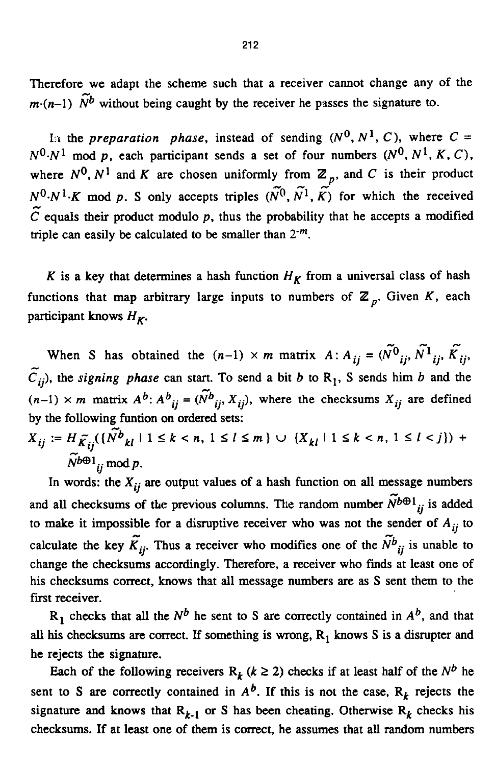Therefore we adapt the scheme such that a receiver cannot change any of the $m\cdot(n-1)$ $\tilde{N}^b$ without being caught by the receiver he passes the signature to.

In the *preparation phase*, instead of sending $(N^0, N^1, C)$, where $C = N^0 \cdot N^1 \bmod p$, each participant sends a set of four numbers $(N^0, N^1, K, C)$, where $N^0, N^1$ and $K$ are chosen uniformly from $\mathbb{Z}_p$, and $C$ is their product $N^0 \cdot N^1 \cdot K \bmod p$. S only accepts triples $(\tilde{N}^0, \tilde{N}^1, \tilde{K})$ for which the received $\tilde{C}$ equals their product modulo $p$, thus the probability that he accepts a modified triple can easily be calculated to be smaller than $2^{-m}$.

$K$ is a key that determines a hash function $H_K$ from a universal class of hash functions that map arbitrary large inputs to numbers of $\mathbb{Z}_p$. Given $K$, each participant knows $H_K$.

When S has obtained the $(n-1) \times m$ matrix $A$: $A_{ij} = (\tilde{N}^0_{ij}, \tilde{N}^1_{ij}, \tilde{K}_{ij}, \tilde{C}_{ij})$, the *signing phase* can start. To send a bit $b$ to $R_1$, S sends him $b$ and the $(n-1) \times m$ matrix $A^b$: $A^b_{ij} = (\tilde{N}^b_{ij}, X_{ij})$, where the checksums $X_{ij}$ are defined by the following funtion on ordered sets:

$$X_{ij} := H_{\tilde{K}_{ij}}(\{\tilde{N}^b_{kl} \mid 1 \le k < n,\ 1 \le l \le m\} \cup \{X_{kl} \mid 1 \le k < n,\ 1 \le l < j\}) + \tilde{N}^{b\oplus 1}_{ij} \bmod p.$$

In words: the $X_{ij}$ are output values of a hash function on all message numbers and all checksums of the previous columns. The random number $\tilde{N}^{b\oplus 1}_{ij}$ is added to make it impossible for a disruptive receiver who was not the sender of $A_{ij}$ to calculate the key $\tilde{K}_{ij}$. Thus a receiver who modifies one of the $\tilde{N}^b_{ij}$ is unable to change the checksums accordingly. Therefore, a receiver who finds at least one of his checksums correct, knows that all message numbers are as S sent them to the first receiver.

$R_1$ checks that all the $N^b$ he sent to S are correctly contained in $A^b$, and that all his checksums are correct. If something is wrong, $R_1$ knows S is a disrupter and he rejects the signature.

Each of the following receivers $R_k$ $(k \ge 2)$ checks if at least half of the $N^b$ he sent to S are correctly contained in $A^b$. If this is not the case, $R_k$ rejects the signature and knows that $R_{k-1}$ or S has been cheating. Otherwise $R_k$ checks his checksums. If at least one of them is correct, he assumes that all random numbers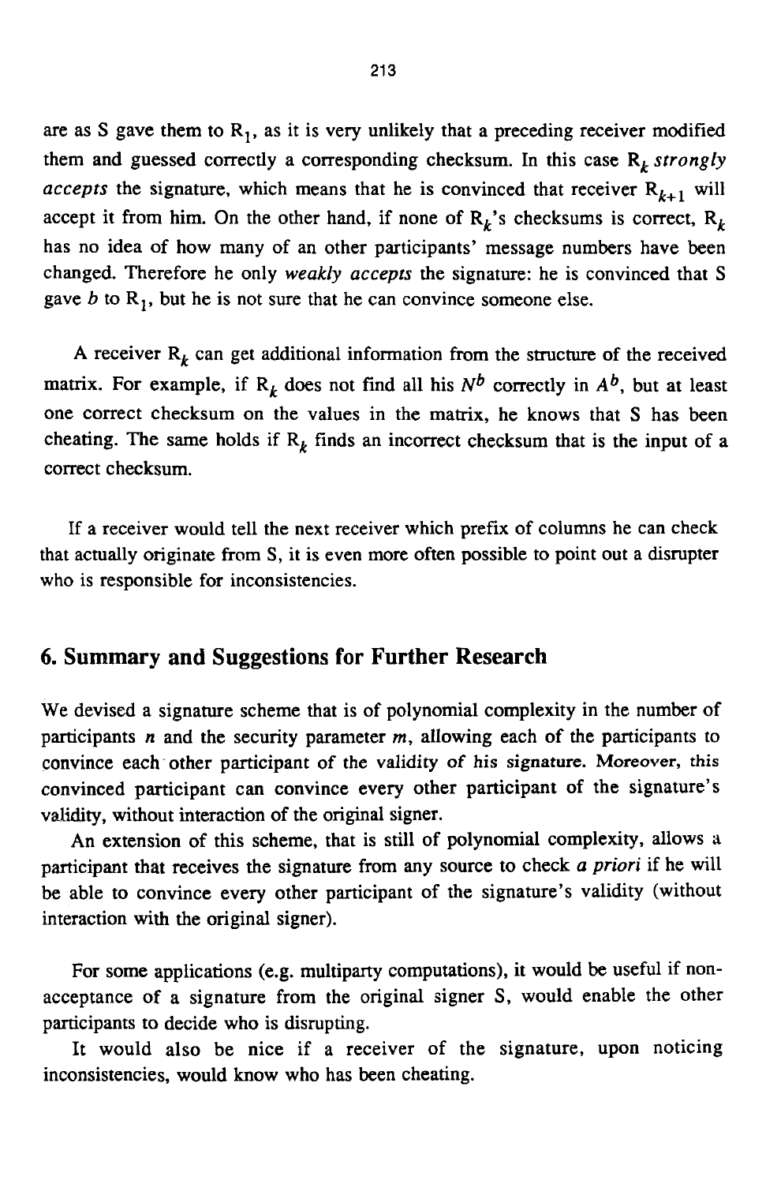are as S gave them to $R_1$, as it is very unlikely that a preceding receiver modified them and guessed correctly a corresponding checksum. In this case $R_k$ *strongly accepts* the signature, which means that he is convinced that receiver $R_{k+1}$ will accept it from him. On the other hand, if none of $R_k$'s checksums is correct, $R_k$ has no idea of how many of an other participants' message numbers have been changed. Therefore he only *weakly accepts* the signature: he is convinced that S gave $b$ to $R_1$, but he is not sure that he can convince someone else.

A receiver $R_k$ can get additional information from the structure of the received matrix. For example, if $R_k$ does not find all his $N^b$ correctly in $A^b$, but at least one correct checksum on the values in the matrix, he knows that S has been cheating. The same holds if $R_k$ finds an incorrect checksum that is the input of a correct checksum.

If a receiver would tell the next receiver which prefix of columns he can check that actually originate from S, it is even more often possible to point out a disrupter who is responsible for inconsistencies.

## 6. Summary and Suggestions for Further Research

We devised a signature scheme that is of polynomial complexity in the number of participants $n$ and the security parameter $m$, allowing each of the participants to convince each other participant of the validity of his signature. Moreover, this convinced participant can convince every other participant of the signature's validity, without interaction of the original signer.

An extension of this scheme, that is still of polynomial complexity, allows a participant that receives the signature from any source to check *a priori* if he will be able to convince every other participant of the signature's validity (without interaction with the original signer).

For some applications (e.g. multiparty computations), it would be useful if non-acceptance of a signature from the original signer S, would enable the other participants to decide who is disrupting.

It would also be nice if a receiver of the signature, upon noticing inconsistencies, would know who has been cheating.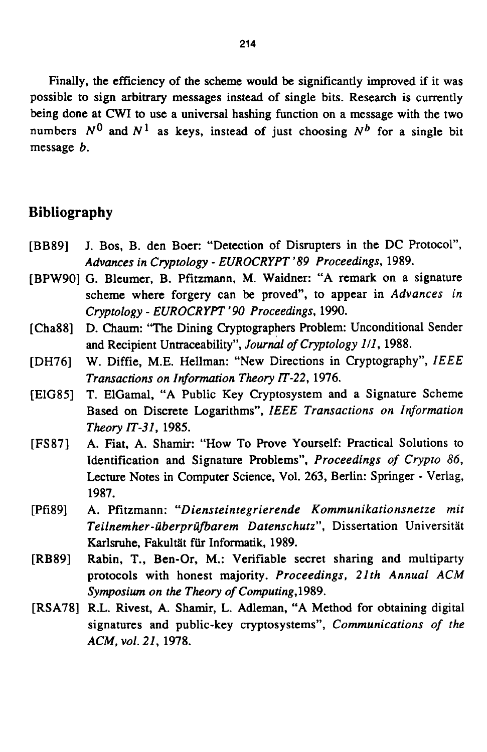Finally, the efficiency of the scheme would be significantly improved if it was possible to sign arbitrary messages instead of single bits. Research is currently being done at CWI to use a universal hashing function on a message with the two numbers $N^0$ and $N^1$ as keys, instead of just choosing $N^b$ for a single bit message $b$.

## Bibliography

[BB89] J. Bos, B. den Boer: "Detection of Disrupters in the DC Protocol", *Advances in Cryptology - EUROCRYPT '89 Proceedings*, 1989.

[BPW90] G. Bleumer, B. Pfitzmann, M. Waidner: "A remark on a signature scheme where forgery can be proved", to appear in *Advances in Cryptology - EUROCRYPT '90 Proceedings*, 1990.

[Cha88] D. Chaum: "The Dining Cryptographers Problem: Unconditional Sender and Recipient Untraceability", *Journal of Cryptology 1/1*, 1988.

[DH76] W. Diffie, M.E. Hellman: "New Directions in Cryptography", *IEEE Transactions on Information Theory IT-22*, 1976.

[ElG85] T. ElGamal, "A Public Key Cryptosystem and a Signature Scheme Based on Discrete Logarithms", *IEEE Transactions on Information Theory IT-31*, 1985.

[FS87] A. Fiat, A. Shamir: "How To Prove Yourself: Practical Solutions to Identification and Signature Problems", *Proceedings of Crypto 86*, Lecture Notes in Computer Science, Vol. 263, Berlin: Springer - Verlag, 1987.

[Pfi89] A. Pfitzmann: "*Diensteintegrierende Kommunikationsnetze mit Teilnemher-überprüfbarem Datenschutz*", Dissertation Universität Karlsruhe, Fakultät für Informatik, 1989.

[RB89] Rabin, T., Ben-Or, M.: Verifiable secret sharing and multiparty protocols with honest majority. *Proceedings, 21th Annual ACM Symposium on the Theory of Computing*,1989.

[RSA78] R.L. Rivest, A. Shamir, L. Adleman, "A Method for obtaining digital signatures and public-key cryptosystems", *Communications of the ACM, vol. 21*, 1978.